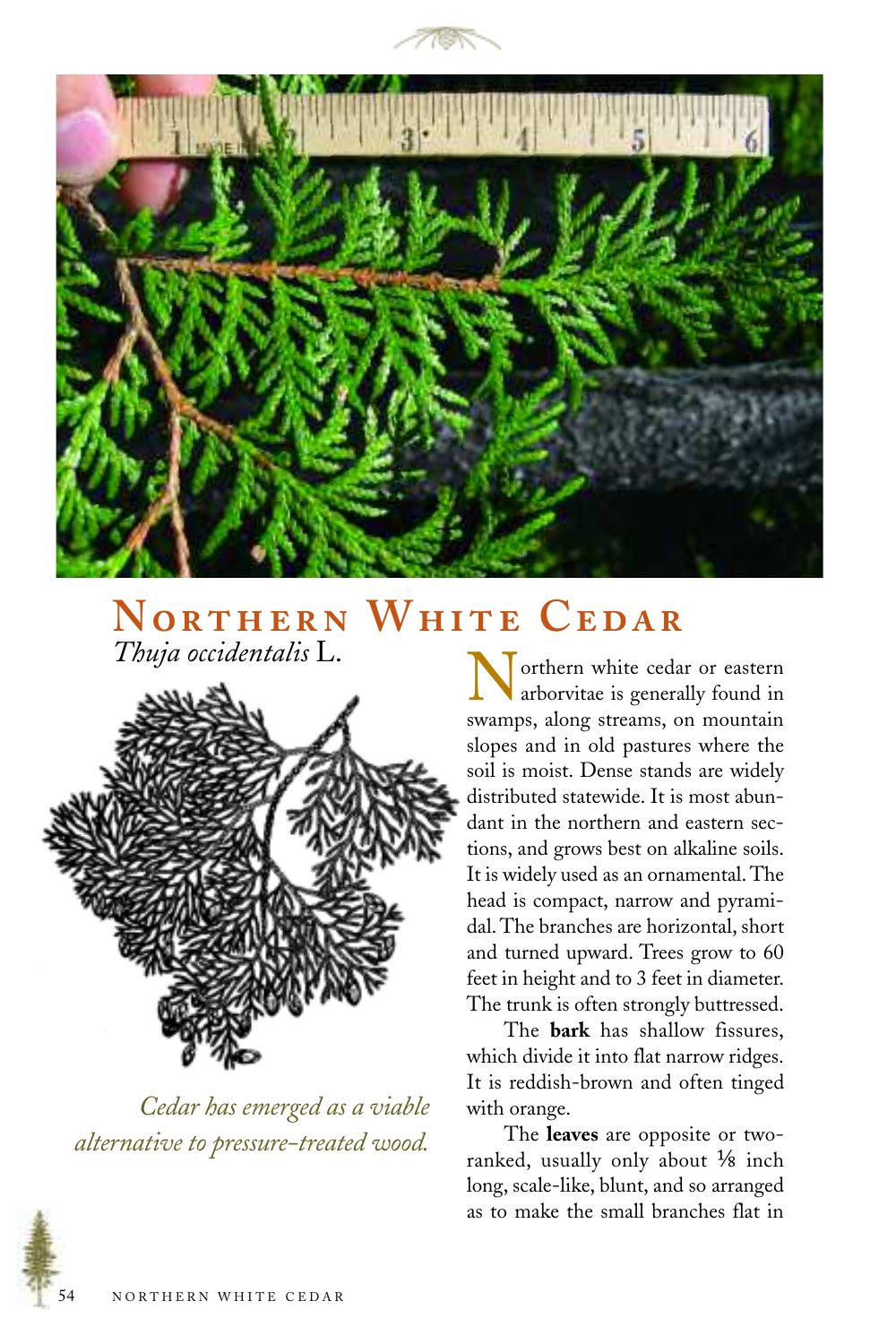# Northern White Cedar

*Thuja occidentalis* L.

*Cedar has emerged as a viable alternative to pressure-treated wood.*

Northern white cedar or eastern arborvitae is generally found in swamps, along streams, on mountain slopes and in old pastures where the soil is moist. Dense stands are widely distributed statewide. It is most abundant in the northern and eastern sections, and grows best on alkaline soils. It is widely used as an ornamental. The head is compact, narrow and pyramidal. The branches are horizontal, short and turned upward. Trees grow to 60 feet in height and to 3 feet in diameter. The trunk is often strongly buttressed.

The **bark** has shallow fissures, which divide it into flat narrow ridges. It is reddish-brown and often tinged with orange.

The **leaves** are opposite or two-ranked, usually only about ⅛ inch long, scale-like, blunt, and so arranged as to make the small branches flat in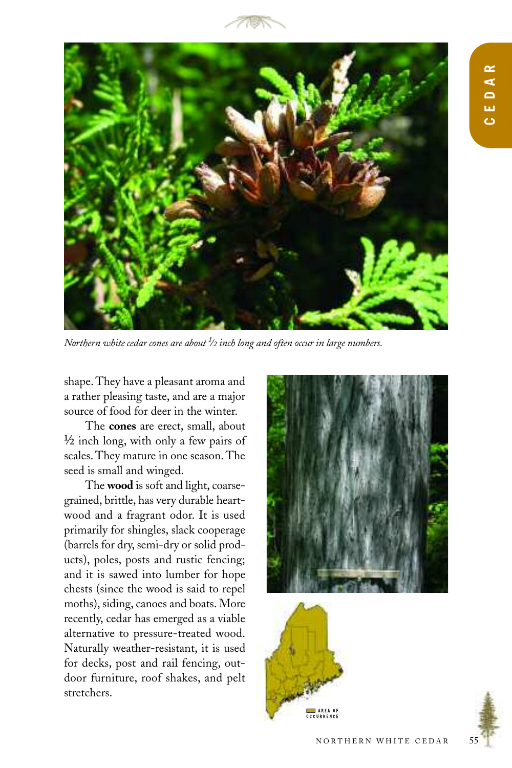*Northern white cedar cones are about ½ inch long and often occur in large numbers.*

shape. They have a pleasant aroma and a rather pleasing taste, and are a major source of food for deer in the winter.

The **cones** are erect, small, about ½ inch long, with only a few pairs of scales. They mature in one season. The seed is small and winged.

The **wood** is soft and light, coarse-grained, brittle, has very durable heartwood and a fragrant odor. It is used primarily for shingles, slack cooperage (barrels for dry, semi-dry or solid products), poles, posts and rustic fencing; and it is sawed into lumber for hope chests (since the wood is said to repel moths), siding, canoes and boats. More recently, cedar has emerged as a viable alternative to pressure-treated wood. Naturally weather-resistant, it is used for decks, post and rail fencing, outdoor furniture, roof shakes, and pelt stretchers.

AREA OF OCCURRENCE